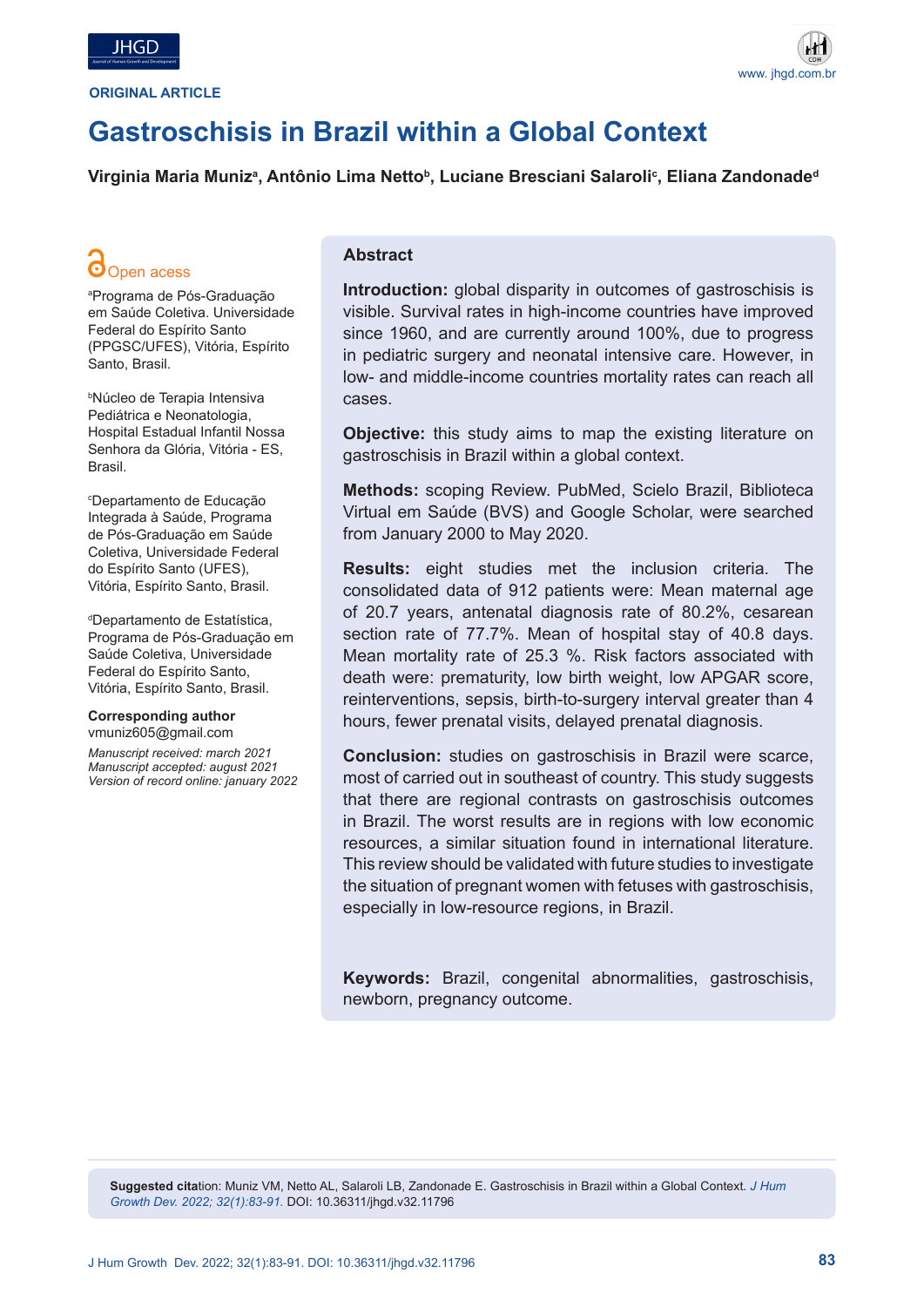ORIGINAL ARTICLE

# Gastroschisis in Brazil within a Global Context

**Virginia Maria Muniz[a], Antônio Lima Netto[b], Luciane Bresciani Salaroli[c], Eliana Zandonade[d]**

Open acess

[a]Programa de Pós-Graduação em Saúde Coletiva. Universidade Federal do Espírito Santo (PPGSC/UFES), Vitória, Espírito Santo, Brasil.

[b]Núcleo de Terapia Intensiva Pediátrica e Neonatologia, Hospital Estadual Infantil Nossa Senhora da Glória, Vitória - ES, Brasil.

[c]Departamento de Educação Integrada à Saúde, Programa de Pós-Graduação em Saúde Coletiva, Universidade Federal do Espírito Santo (UFES), Vitória, Espírito Santo, Brasil.

[d]Departamento de Estatística, Programa de Pós-Graduação em Saúde Coletiva, Universidade Federal do Espírito Santo, Vitória, Espírito Santo, Brasil.

**Corresponding author**
vmuniz605@gmail.com

*Manuscript received: march 2021*
*Manuscript accepted: august 2021*
*Version of record online: january 2022*

## Abstract

**Introduction:** global disparity in outcomes of gastroschisis is visible. Survival rates in high-income countries have improved since 1960, and are currently around 100%, due to progress in pediatric surgery and neonatal intensive care. However, in low- and middle-income countries mortality rates can reach all cases.

**Objective:** this study aims to map the existing literature on gastroschisis in Brazil within a global context.

**Methods:** scoping Review. PubMed, Scielo Brazil, Biblioteca Virtual em Saúde (BVS) and Google Scholar, were searched from January 2000 to May 2020.

**Results:** eight studies met the inclusion criteria. The consolidated data of 912 patients were: Mean maternal age of 20.7 years, antenatal diagnosis rate of 80.2%, cesarean section rate of 77.7%. Mean of hospital stay of 40.8 days. Mean mortality rate of 25.3 %. Risk factors associated with death were: prematurity, low birth weight, low APGAR score, reinterventions, sepsis, birth-to-surgery interval greater than 4 hours, fewer prenatal visits, delayed prenatal diagnosis.

**Conclusion:** studies on gastroschisis in Brazil were scarce, most of carried out in southeast of country. This study suggests that there are regional contrasts on gastroschisis outcomes in Brazil. The worst results are in regions with low economic resources, a similar situation found in international literature. This review should be validated with future studies to investigate the situation of pregnant women with fetuses with gastroschisis, especially in low-resource regions, in Brazil.

**Keywords:** Brazil, congenital abnormalities, gastroschisis, newborn, pregnancy outcome.

**Suggested citation:** Muniz VM, Netto AL, Salaroli LB, Zandonade E. Gastroschisis in Brazil within a Global Context. *J Hum Growth Dev. 2022; 32(1):83-91.* DOI: 10.36311/jhgd.v32.11796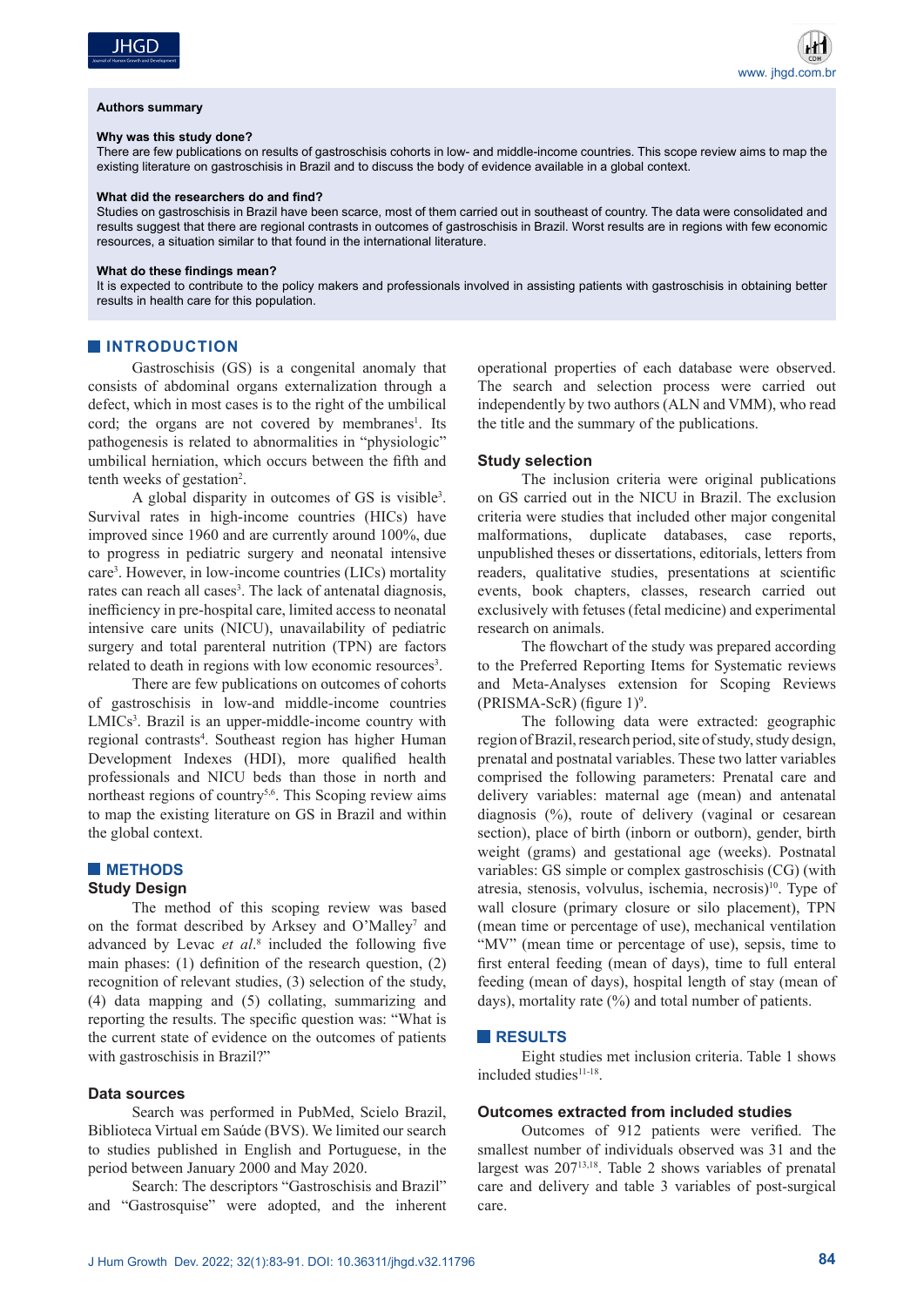**Authors summary**

**Why was this study done?**
There are few publications on results of gastroschisis cohorts in low- and middle-income countries. This scope review aims to map the existing literature on gastroschisis in Brazil and to discuss the body of evidence available in a global context.

**What did the researchers do and find?**
Studies on gastroschisis in Brazil have been scarce, most of them carried out in southeast of country. The data were consolidated and results suggest that there are regional contrasts in outcomes of gastroschisis in Brazil. Worst results are in regions with few economic resources, a situation similar to that found in the international literature.

**What do these findings mean?**
It is expected to contribute to the policy makers and professionals involved in assisting patients with gastroschisis in obtaining better results in health care for this population.

## INTRODUCTION

Gastroschisis (GS) is a congenital anomaly that consists of abdominal organs externalization through a defect, which in most cases is to the right of the umbilical cord; the organs are not covered by membranes[1]. Its pathogenesis is related to abnormalities in "physiologic" umbilical herniation, which occurs between the fifth and tenth weeks of gestation[2].

A global disparity in outcomes of GS is visible[3]. Survival rates in high-income countries (HICs) have improved since 1960 and are currently around 100%, due to progress in pediatric surgery and neonatal intensive care[3]. However, in low-income countries (LICs) mortality rates can reach all cases[3]. The lack of antenatal diagnosis, inefficiency in pre-hospital care, limited access to neonatal intensive care units (NICU), unavailability of pediatric surgery and total parenteral nutrition (TPN) are factors related to death in regions with low economic resources[3].

There are few publications on outcomes of cohorts of gastroschisis in low-and middle-income countries LMICs[3]. Brazil is an upper-middle-income country with regional contrasts[4]. Southeast region has higher Human Development Indexes (HDI), more qualified health professionals and NICU beds than those in north and northeast regions of country[5,6]. This Scoping review aims to map the existing literature on GS in Brazil and within the global context.

## METHODS

### Study Design

The method of this scoping review was based on the format described by Arksey and O'Malley[7] and advanced by Levac *et al.*[8] included the following five main phases: (1) definition of the research question, (2) recognition of relevant studies, (3) selection of the study, (4) data mapping and (5) collating, summarizing and reporting the results. The specific question was: "What is the current state of evidence on the outcomes of patients with gastroschisis in Brazil?"

### Data sources

Search was performed in PubMed, Scielo Brazil, Biblioteca Virtual em Saúde (BVS). We limited our search to studies published in English and Portuguese, in the period between January 2000 and May 2020.

Search: The descriptors "Gastroschisis and Brazil" and "Gastrosquise" were adopted, and the inherent operational properties of each database were observed. The search and selection process were carried out independently by two authors (ALN and VMM), who read the title and the summary of the publications.

### Study selection

The inclusion criteria were original publications on GS carried out in the NICU in Brazil. The exclusion criteria were studies that included other major congenital malformations, duplicate databases, case reports, unpublished theses or dissertations, editorials, letters from readers, qualitative studies, presentations at scientific events, book chapters, classes, research carried out exclusively with fetuses (fetal medicine) and experimental research on animals.

The flowchart of the study was prepared according to the Preferred Reporting Items for Systematic reviews and Meta-Analyses extension for Scoping Reviews (PRISMA-ScR) (figure 1)[9].

The following data were extracted: geographic region of Brazil, research period, site of study, study design, prenatal and postnatal variables. These two latter variables comprised the following parameters: Prenatal care and delivery variables: maternal age (mean) and antenatal diagnosis (%), route of delivery (vaginal or cesarean section), place of birth (inborn or outborn), gender, birth weight (grams) and gestational age (weeks). Postnatal variables: GS simple or complex gastroschisis (CG) (with atresia, stenosis, volvulus, ischemia, necrosis)[10]. Type of wall closure (primary closure or silo placement), TPN (mean time or percentage of use), mechanical ventilation "MV" (mean time or percentage of use), sepsis, time to first enteral feeding (mean of days), time to full enteral feeding (mean of days), hospital length of stay (mean of days), mortality rate (%) and total number of patients.

## RESULTS

Eight studies met inclusion criteria. Table 1 shows included studies[11-18].

### Outcomes extracted from included studies

Outcomes of 912 patients were verified. The smallest number of individuals observed was 31 and the largest was 207[13,18]. Table 2 shows variables of prenatal care and delivery and table 3 variables of post-surgical care.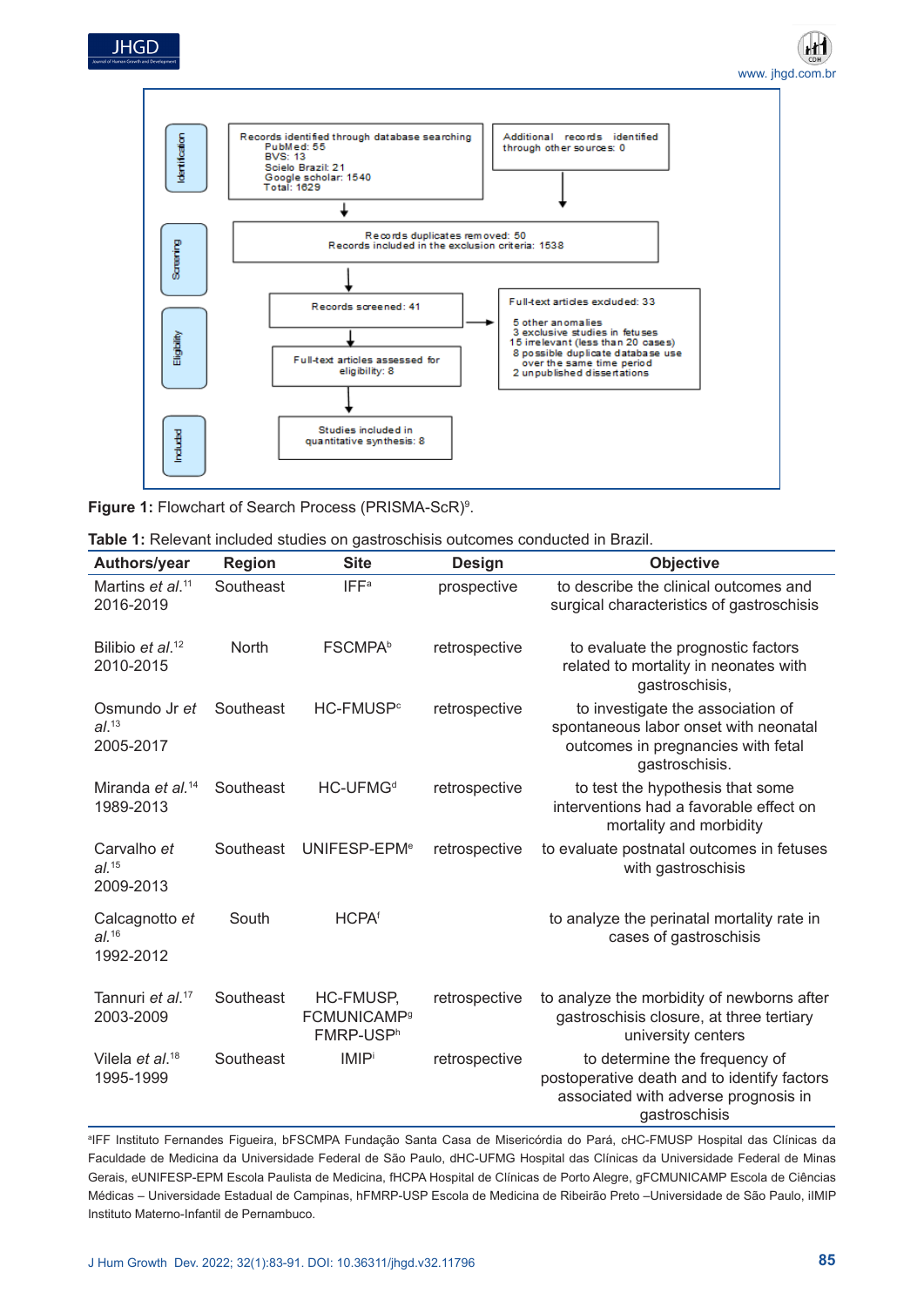**Identification**

Records identified through database searching
PubMed: 55
BVS: 13
Scielo Brazil: 21
Google scholar: 1540
Total: 1629

Additional records identified through other sources: 0

**Screening**

Records duplicates removed: 50
Records included in the exclusion criteria: 1538

Records screened: 41

**Eligibility**

Full-text articles assessed for eligibility: 8

Full-text articles excluded: 33
5 other anomalies
3 exclusive studies in fetuses
15 irrelevant (less than 20 cases)
8 possible duplicate database use over the same time period
2 unpublished dissertations

**Included**

Studies included in quantitative synthesis: 8

**Figure 1:** Flowchart of Search Process (PRISMA-ScR)[9].

**Table 1:** Relevant included studies on gastroschisis outcomes conducted in Brazil.

| Authors/year | Region | Site | Design | Objective |
|---|---|---|---|---|
| Martins *et al.*[11] 2016-2019 | Southeast | IFF[a] | prospective | to describe the clinical outcomes and surgical characteristics of gastroschisis |
| Bilibio *et al.*[12] 2010-2015 | North | FSCMPA[b] | retrospective | to evaluate the prognostic factors related to mortality in neonates with gastroschisis, |
| Osmundo Jr *et al.*[13] 2005-2017 | Southeast | HC-FMUSP[c] | retrospective | to investigate the association of spontaneous labor onset with neonatal outcomes in pregnancies with fetal gastroschisis. |
| Miranda *et al.*[14] 1989-2013 | Southeast | HC-UFMG[d] | retrospective | to test the hypothesis that some interventions had a favorable effect on mortality and morbidity |
| Carvalho *et al.*[15] 2009-2013 | Southeast | UNIFESP-EPM[e] | retrospective | to evaluate postnatal outcomes in fetuses with gastroschisis |
| Calcagnotto *et al.*[16] 1992-2012 | South | HCPA[f] | | to analyze the perinatal mortality rate in cases of gastroschisis |
| Tannuri *et al.*[17] 2003-2009 | Southeast | HC-FMUSP, FCMUNICAMP[g] FMRP-USP[h] | retrospective | to analyze the morbidity of newborns after gastroschisis closure, at three tertiary university centers |
| Vilela *et al.*[18] 1995-1999 | Southeast | IMIP[i] | retrospective | to determine the frequency of postoperative death and to identify factors associated with adverse prognosis in gastroschisis |

[a]IFF Instituto Fernandes Figueira, bFSCMPA Fundação Santa Casa de Misericórdia do Pará, cHC-FMUSP Hospital das Clínicas da Faculdade de Medicina da Universidade Federal de São Paulo, dHC-UFMG Hospital das Clínicas da Universidade Federal de Minas Gerais, eUNIFESP-EPM Escola Paulista de Medicina, fHCPA Hospital de Clínicas de Porto Alegre, gFCMUNICAMP Escola de Ciências Médicas – Universidade Estadual de Campinas, hFMRP-USP Escola de Medicina de Ribeirão Preto –Universidade de São Paulo, iIMIP Instituto Materno-Infantil de Pernambuco.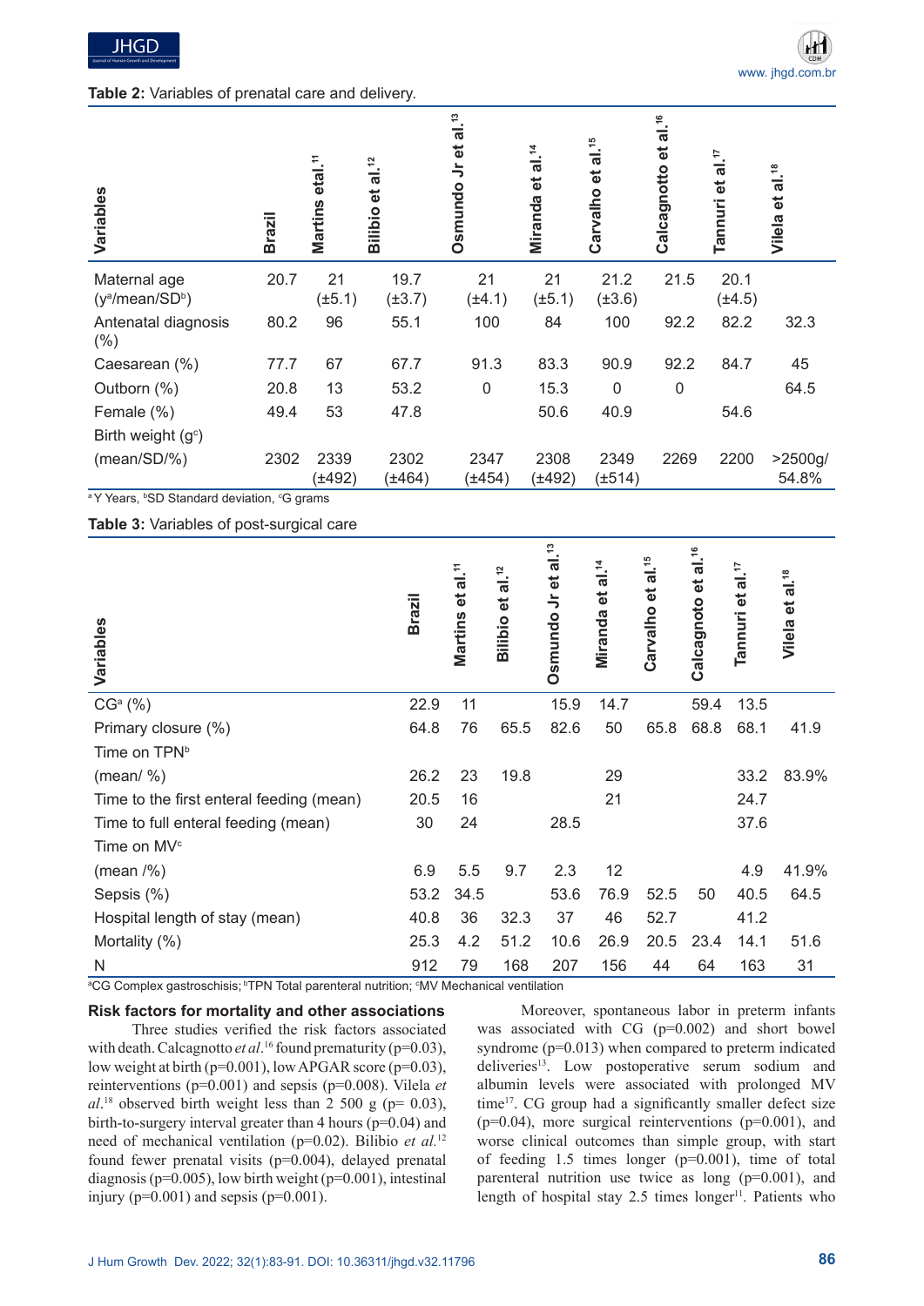**Table 2:** Variables of prenatal care and delivery.

| Variables | Brazil | Martins etal.[11] | Bilibio et al.[12] | Osmundo Jr et al.[13] | Miranda et al.[14] | Carvalho et al.[15] | Calcagnotto et al.[16] | Tannuri et al.[17] | Vilela et al.[18] |
|---|---|---|---|---|---|---|---|---|---|
| Maternal age (y[a]/mean/SD[b]) | 20.7 | 21 (±5.1) | 19.7 (±3.7) | 21 (±4.1) | 21 (±5.1) | 21.2 (±3.6) | 21.5 | 20.1 (±4.5) | |
| Antenatal diagnosis (%) | 80.2 | 96 | 55.1 | 100 | 84 | 100 | 92.2 | 82.2 | 32.3 |
| Caesarean (%) | 77.7 | 67 | 67.7 | 91.3 | 83.3 | 90.9 | 92.2 | 84.7 | 45 |
| Outborn (%) | 20.8 | 13 | 53.2 | 0 | 15.3 | 0 | 0 | | 64.5 |
| Female (%) | 49.4 | 53 | 47.8 | | 50.6 | 40.9 | | 54.6 | |
| Birth weight (g[c]) | | | | | | | | | |
| (mean/SD/%) | 2302 | 2339 (±492) | 2302 (±464) | 2347 (±454) | 2308 (±492) | 2349 (±514) | 2269 | 2200 | >2500g/ 54.8% |

[a] Y Years, [b] SD Standard deviation, [c] G grams

**Table 3:** Variables of post-surgical care

| Variables | Brazil | Martins et al.[11] | Bilibio et al.[12] | Osmundo Jr et al.[13] | Miranda et al.[14] | Carvalho et al.[15] | Calcagnoto et al.[16] | Tannuri et al.[17] | Vilela et al.[18] |
|---|---|---|---|---|---|---|---|---|---|
| CG[a] (%) | 22.9 | 11 | | 15.9 | 14.7 | | 59.4 | 13.5 | |
| Primary closure (%) | 64.8 | 76 | 65.5 | 82.6 | 50 | 65.8 | 68.8 | 68.1 | 41.9 |
| Time on TPN[b] | | | | | | | | | |
| (mean/ %) | 26.2 | 23 | 19.8 | | 29 | | | 33.2 | 83.9% |
| Time to the first enteral feeding (mean) | 20.5 | 16 | | | 21 | | | 24.7 | |
| Time to full enteral feeding (mean) | 30 | 24 | | 28.5 | | | | 37.6 | |
| Time on MV[c] | | | | | | | | | |
| (mean /%) | 6.9 | 5.5 | 9.7 | 2.3 | 12 | | | 4.9 | 41.9% |
| Sepsis (%) | 53.2 | 34.5 | | 53.6 | 76.9 | 52.5 | 50 | 40.5 | 64.5 |
| Hospital length of stay (mean) | 40.8 | 36 | 32.3 | 37 | 46 | 52.7 | | 41.2 | |
| Mortality (%) | 25.3 | 4.2 | 51.2 | 10.6 | 26.9 | 20.5 | 23.4 | 14.1 | 51.6 |
| N | 912 | 79 | 168 | 207 | 156 | 44 | 64 | 163 | 31 |

[a] CG Complex gastroschisis; [b] TPN Total parenteral nutrition; [c] MV Mechanical ventilation

**Risk factors for mortality and other associations**

Three studies verified the risk factors associated with death. Calcagnotto *et al.*[16] found prematurity (p=0.03), low weight at birth (p=0.001), low APGAR score (p=0.03), reinterventions (p=0.001) and sepsis (p=0.008). Vilela *et al.*[18] observed birth weight less than 2 500 g (p= 0.03), birth-to-surgery interval greater than 4 hours (p=0.04) and need of mechanical ventilation (p=0.02). Bilibio *et al.*[12] found fewer prenatal visits (p=0.004), delayed prenatal diagnosis (p=0.005), low birth weight (p=0.001), intestinal injury (p=0.001) and sepsis (p=0.001).

Moreover, spontaneous labor in preterm infants was associated with CG (p=0.002) and short bowel syndrome (p=0.013) when compared to preterm indicated deliveries[13]. Low postoperative serum sodium and albumin levels were associated with prolonged MV time[17]. CG group had a significantly smaller defect size (p=0.04), more surgical reinterventions (p=0.001), and worse clinical outcomes than simple group, with start of feeding 1.5 times longer (p=0.001), time of total parenteral nutrition use twice as long (p=0.001), and length of hospital stay 2.5 times longer[11]. Patients who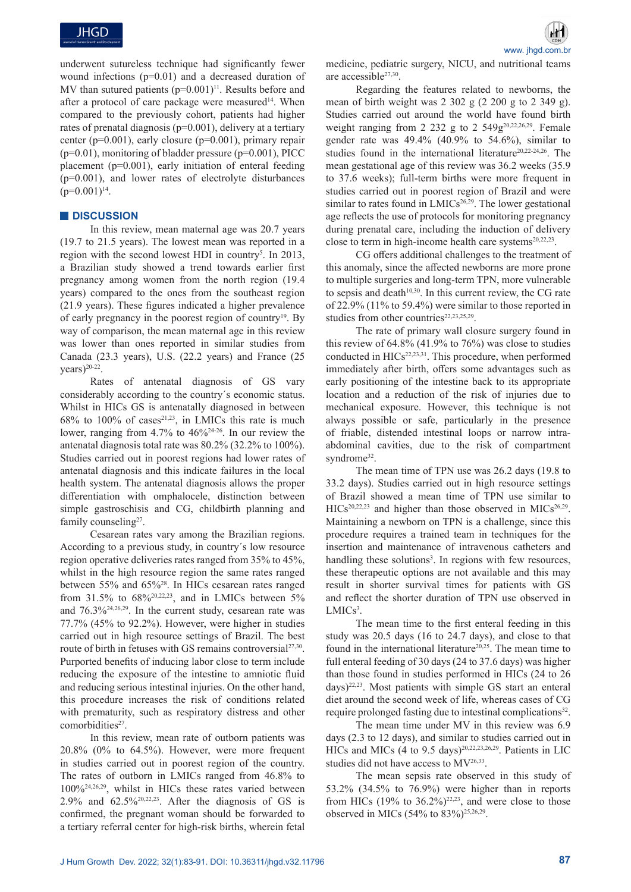underwent sutureless technique had significantly fewer wound infections (p=0.01) and a decreased duration of MV than sutured patients (p=0.001)[11]. Results before and after a protocol of care package were measured[14]. When compared to the previously cohort, patients had higher rates of prenatal diagnosis (p=0.001), delivery at a tertiary center (p=0.001), early closure (p=0.001), primary repair (p=0.01), monitoring of bladder pressure (p=0.001), PICC placement (p=0.001), early initiation of enteral feeding (p=0.001), and lower rates of electrolyte disturbances (p=0.001)[14].

## DISCUSSION

In this review, mean maternal age was 20.7 years (19.7 to 21.5 years). The lowest mean was reported in a region with the second lowest HDI in country[5]. In 2013, a Brazilian study showed a trend towards earlier first pregnancy among women from the north region (19.4 years) compared to the ones from the southeast region (21.9 years). These figures indicated a higher prevalence of early pregnancy in the poorest region of country[19]. By way of comparison, the mean maternal age in this review was lower than ones reported in similar studies from Canada (23.3 years), U.S. (22.2 years) and France (25 years)[20-22].

Rates of antenatal diagnosis of GS vary considerably according to the country´s economic status. Whilst in HICs GS is antenatally diagnosed in between 68% to 100% of cases[21,23], in LMICs this rate is much lower, ranging from 4.7% to 46%[24-26]. In our review the antenatal diagnosis total rate was 80.2% (32.2% to 100%). Studies carried out in poorest regions had lower rates of antenatal diagnosis and this indicate failures in the local health system. The antenatal diagnosis allows the proper differentiation with omphalocele, distinction between simple gastroschisis and CG, childbirth planning and family counseling[27].

Cesarean rates vary among the Brazilian regions. According to a previous study, in country´s low resource region operative deliveries rates ranged from 35% to 45%, whilst in the high resource region the same rates ranged between 55% and 65%[28]. In HICs cesarean rates ranged from 31.5% to 68%[20,22,23], and in LMICs between 5% and 76.3%[24,26,29]. In the current study, cesarean rate was 77.7% (45% to 92.2%). However, were higher in studies carried out in high resource settings of Brazil. The best route of birth in fetuses with GS remains controversial[27,30]. Purported benefits of inducing labor close to term include reducing the exposure of the intestine to amniotic fluid and reducing serious intestinal injuries. On the other hand, this procedure increases the risk of conditions related with prematurity, such as respiratory distress and other comorbidities[27].

In this review, mean rate of outborn patients was 20.8% (0% to 64.5%). However, were more frequent in studies carried out in poorest region of the country. The rates of outborn in LMICs ranged from 46.8% to 100%[24,26,29], whilst in HICs these rates varied between 2.9% and 62.5%[20,22,23]. After the diagnosis of GS is confirmed, the pregnant woman should be forwarded to a tertiary referral center for high-risk births, wherein fetal medicine, pediatric surgery, NICU, and nutritional teams are accessible[27,30].

Regarding the features related to newborns, the mean of birth weight was 2 302 g (2 200 g to 2 349 g). Studies carried out around the world have found birth weight ranging from 2 232 g to 2 549g[20,22,26,29]. Female gender rate was 49.4% (40.9% to 54.6%), similar to studies found in the international literature[20,22-24,26]. The mean gestational age of this review was 36.2 weeks (35.9 to 37.6 weeks); full-term births were more frequent in studies carried out in poorest region of Brazil and were similar to rates found in LMICs[26,29]. The lower gestational age reflects the use of protocols for monitoring pregnancy during prenatal care, including the induction of delivery close to term in high-income health care systems[20,22,23].

CG offers additional challenges to the treatment of this anomaly, since the affected newborns are more prone to multiple surgeries and long-term TPN, more vulnerable to sepsis and death[10,30]. In this current review, the CG rate of 22.9% (11% to 59.4%) were similar to those reported in studies from other countries[22,23,25,29].

The rate of primary wall closure surgery found in this review of 64.8% (41.9% to 76%) was close to studies conducted in HICs[22,23,31]. This procedure, when performed immediately after birth, offers some advantages such as early positioning of the intestine back to its appropriate location and a reduction of the risk of injuries due to mechanical exposure. However, this technique is not always possible or safe, particularly in the presence of friable, distended intestinal loops or narrow intra-abdominal cavities, due to the risk of compartment syndrome[32].

The mean time of TPN use was 26.2 days (19.8 to 33.2 days). Studies carried out in high resource settings of Brazil showed a mean time of TPN use similar to HICs[20,22,23] and higher than those observed in MICs[26,29]. Maintaining a newborn on TPN is a challenge, since this procedure requires a trained team in techniques for the insertion and maintenance of intravenous catheters and handling these solutions[3]. In regions with few resources, these therapeutic options are not available and this may result in shorter survival times for patients with GS and reflect the shorter duration of TPN use observed in LMICs[3].

The mean time to the first enteral feeding in this study was 20.5 days (16 to 24.7 days), and close to that found in the international literature[20,25]. The mean time to full enteral feeding of 30 days (24 to 37.6 days) was higher than those found in studies performed in HICs (24 to 26 days)[22,23]. Most patients with simple GS start an enteral diet around the second week of life, whereas cases of CG require prolonged fasting due to intestinal complications[32].

The mean time under MV in this review was 6.9 days (2.3 to 12 days), and similar to studies carried out in HICs and MICs (4 to 9.5 days)[20,22,23,26,29]. Patients in LIC studies did not have access to MV[26,33].

The mean sepsis rate observed in this study of 53.2% (34.5% to 76.9%) were higher than in reports from HICs (19% to 36.2%)[22,23], and were close to those observed in MICs (54% to 83%)[25,26,29].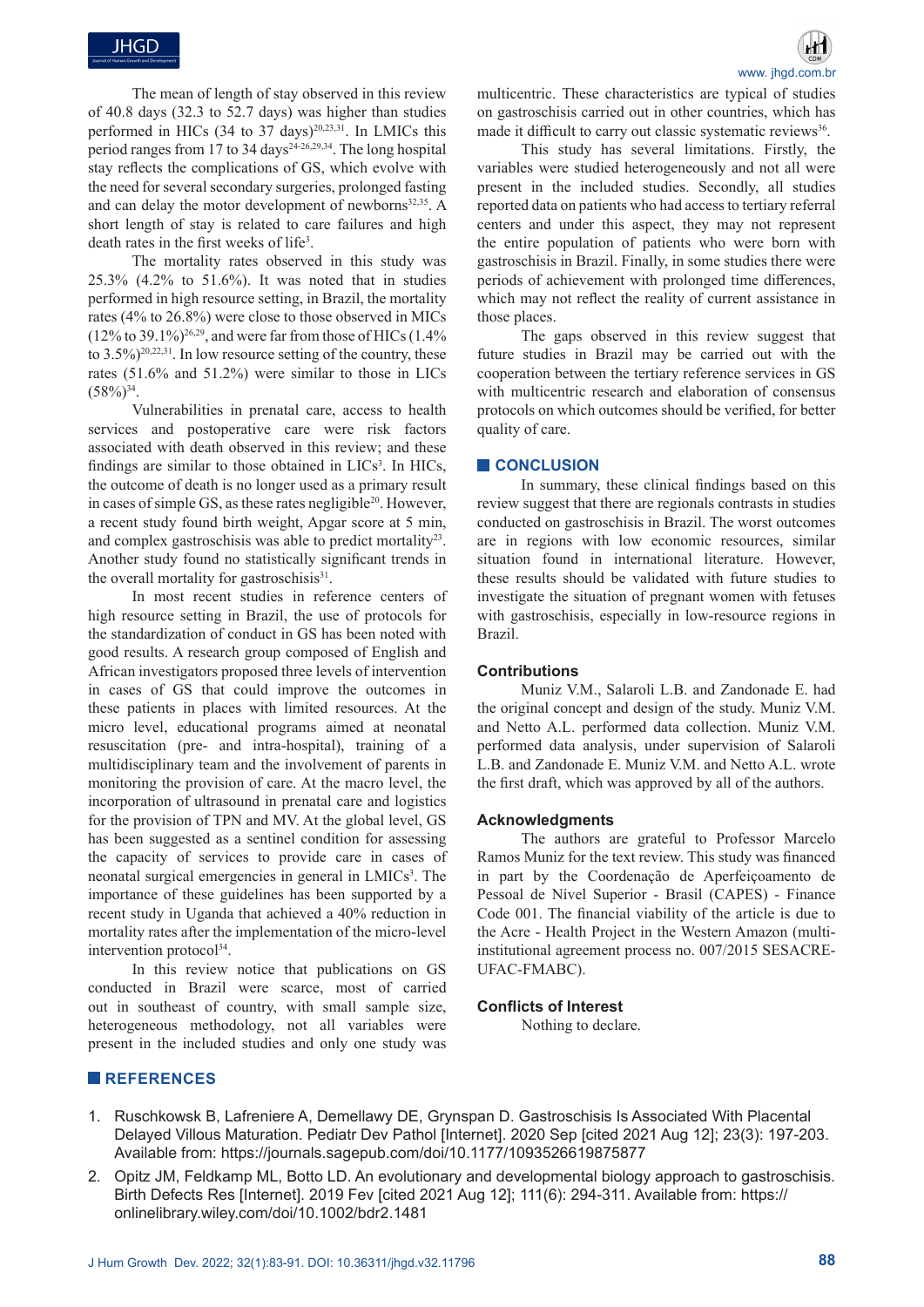The mean of length of stay observed in this review of 40.8 days (32.3 to 52.7 days) was higher than studies performed in HICs (34 to 37 days)[20,23,31]. In LMICs this period ranges from 17 to 34 days[24-26,29,34]. The long hospital stay reflects the complications of GS, which evolve with the need for several secondary surgeries, prolonged fasting and can delay the motor development of newborns[32,35]. A short length of stay is related to care failures and high death rates in the first weeks of life[3].

The mortality rates observed in this study was 25.3% (4.2% to 51.6%). It was noted that in studies performed in high resource setting, in Brazil, the mortality rates (4% to 26.8%) were close to those observed in MICs (12% to 39.1%)[26,29], and were far from those of HICs (1.4% to 3.5%)[20,22,31]. In low resource setting of the country, these rates (51.6% and 51.2%) were similar to those in LICs (58%)[34].

Vulnerabilities in prenatal care, access to health services and postoperative care were risk factors associated with death observed in this review; and these findings are similar to those obtained in LICs[3]. In HICs, the outcome of death is no longer used as a primary result in cases of simple GS, as these rates negligible[20]. However, a recent study found birth weight, Apgar score at 5 min, and complex gastroschisis was able to predict mortality[23]. Another study found no statistically significant trends in the overall mortality for gastroschisis[31].

In most recent studies in reference centers of high resource setting in Brazil, the use of protocols for the standardization of conduct in GS has been noted with good results. A research group composed of English and African investigators proposed three levels of intervention in cases of GS that could improve the outcomes in these patients in places with limited resources. At the micro level, educational programs aimed at neonatal resuscitation (pre- and intra-hospital), training of a multidisciplinary team and the involvement of parents in monitoring the provision of care. At the macro level, the incorporation of ultrasound in prenatal care and logistics for the provision of TPN and MV. At the global level, GS has been suggested as a sentinel condition for assessing the capacity of services to provide care in cases of neonatal surgical emergencies in general in LMICs[3]. The importance of these guidelines has been supported by a recent study in Uganda that achieved a 40% reduction in mortality rates after the implementation of the micro-level intervention protocol[34].

In this review notice that publications on GS conducted in Brazil were scarce, most of carried out in southeast of country, with small sample size, heterogeneous methodology, not all variables were present in the included studies and only one study was multicentric. These characteristics are typical of studies on gastroschisis carried out in other countries, which has made it difficult to carry out classic systematic reviews[36].

This study has several limitations. Firstly, the variables were studied heterogeneously and not all were present in the included studies. Secondly, all studies reported data on patients who had access to tertiary referral centers and under this aspect, they may not represent the entire population of patients who were born with gastroschisis in Brazil. Finally, in some studies there were periods of achievement with prolonged time differences, which may not reflect the reality of current assistance in those places.

The gaps observed in this review suggest that future studies in Brazil may be carried out with the cooperation between the tertiary reference services in GS with multicentric research and elaboration of consensus protocols on which outcomes should be verified, for better quality of care.

## CONCLUSION

In summary, these clinical findings based on this review suggest that there are regionals contrasts in studies conducted on gastroschisis in Brazil. The worst outcomes are in regions with low economic resources, similar situation found in international literature. However, these results should be validated with future studies to investigate the situation of pregnant women with fetuses with gastroschisis, especially in low-resource regions in Brazil.

### Contributions

Muniz V.M., Salaroli L.B. and Zandonade E. had the original concept and design of the study. Muniz V.M. and Netto A.L. performed data collection. Muniz V.M. performed data analysis, under supervision of Salaroli L.B. and Zandonade E. Muniz V.M. and Netto A.L. wrote the first draft, which was approved by all of the authors.

### Acknowledgments

The authors are grateful to Professor Marcelo Ramos Muniz for the text review. This study was financed in part by the Coordenação de Aperfeiçoamento de Pessoal de Nível Superior - Brasil (CAPES) - Finance Code 001. The financial viability of the article is due to the Acre - Health Project in the Western Amazon (multi-institutional agreement process no. 007/2015 SESACRE-UFAC-FMABC).

### Conflicts of Interest

Nothing to declare.

## REFERENCES

1. Ruschkowsk B, Lafreniere A, Demellawy DE, Grynspan D. Gastroschisis Is Associated With Placental Delayed Villous Maturation. Pediatr Dev Pathol [Internet]. 2020 Sep [cited 2021 Aug 12]; 23(3): 197-203. Available from: https://journals.sagepub.com/doi/10.1177/1093526619875877
2. Opitz JM, Feldkamp ML, Botto LD. An evolutionary and developmental biology approach to gastroschisis. Birth Defects Res [Internet]. 2019 Fev [cited 2021 Aug 12]; 111(6): 294-311. Available from: https://onlinelibrary.wiley.com/doi/10.1002/bdr2.1481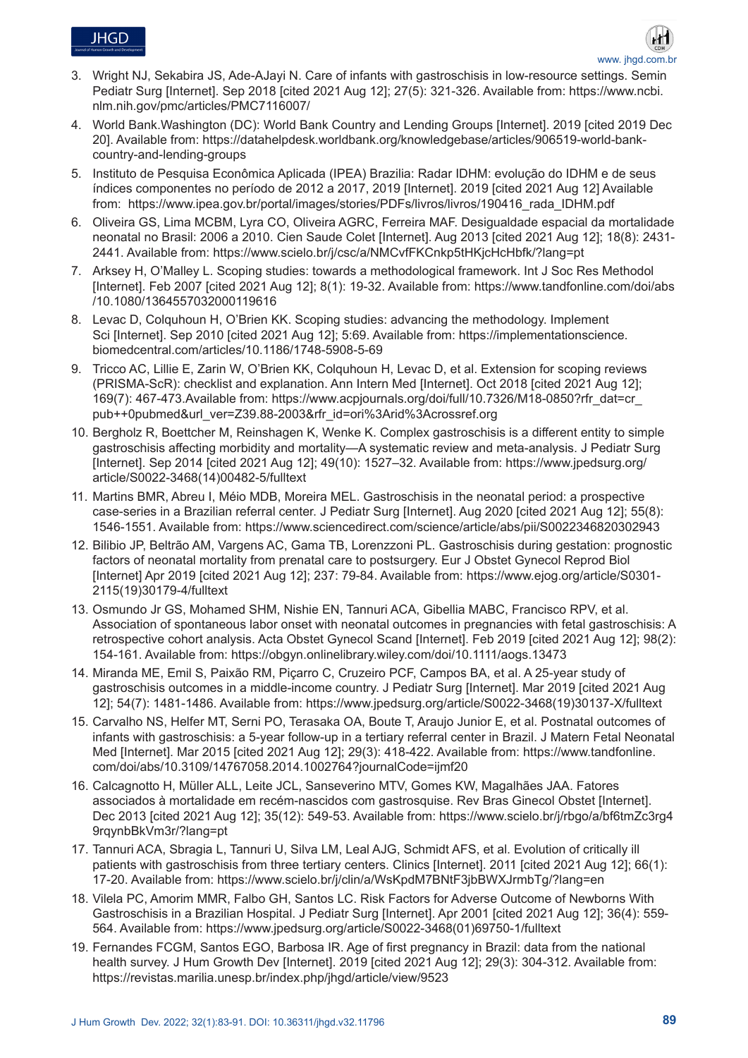3. Wright NJ, Sekabira JS, Ade-AJayi N. Care of infants with gastroschisis in low-resource settings. Semin Pediatr Surg [Internet]. Sep 2018 [cited 2021 Aug 12]; 27(5): 321-326. Available from: https://www.ncbi.nlm.nih.gov/pmc/articles/PMC7116007/
4. World Bank.Washington (DC): World Bank Country and Lending Groups [Internet]. 2019 [cited 2019 Dec 20]. Available from: https://datahelpdesk.worldbank.org/knowledgebase/articles/906519-world-bank-country-and-lending-groups
5. Instituto de Pesquisa Econômica Aplicada (IPEA) Brazilia: Radar IDHM: evolução do IDHM e de seus índices componentes no período de 2012 a 2017, 2019 [Internet]. 2019 [cited 2021 Aug 12] Available from: https://www.ipea.gov.br/portal/images/stories/PDFs/livros/livros/190416_rada_IDHM.pdf
6. Oliveira GS, Lima MCBM, Lyra CO, Oliveira AGRC, Ferreira MAF. Desigualdade espacial da mortalidade neonatal no Brasil: 2006 a 2010. Cien Saude Colet [Internet]. Aug 2013 [cited 2021 Aug 12]; 18(8): 2431-2441. Available from: https://www.scielo.br/j/csc/a/NMCvfFKCnkp5tHKjcHcHbfk/?lang=pt
7. Arksey H, O'Malley L. Scoping studies: towards a methodological framework. Int J Soc Res Methodol [Internet]. Feb 2007 [cited 2021 Aug 12]; 8(1): 19-32. Available from: https://www.tandfonline.com/doi/abs/10.1080/1364557032000119616
8. Levac D, Colquhoun H, O'Brien KK. Scoping studies: advancing the methodology. Implement Sci [Internet]. Sep 2010 [cited 2021 Aug 12]; 5:69. Available from: https://implementationscience.biomedcentral.com/articles/10.1186/1748-5908-5-69
9. Tricco AC, Lillie E, Zarin W, O'Brien KK, Colquhoun H, Levac D, et al. Extension for scoping reviews (PRISMA-ScR): checklist and explanation. Ann Intern Med [Internet]. Oct 2018 [cited 2021 Aug 12]; 169(7): 467-473.Available from: https://www.acpjournals.org/doi/full/10.7326/M18-0850?rfr_dat=cr_pub++0pubmed&url_ver=Z39.88-2003&rfr_id=ori%3Arid%3Acrossref.org
10. Bergholz R, Boettcher M, Reinshagen K, Wenke K. Complex gastroschisis is a different entity to simple gastroschisis affecting morbidity and mortality—A systematic review and meta-analysis. J Pediatr Surg [Internet]. Sep 2014 [cited 2021 Aug 12]; 49(10): 1527–32. Available from: https://www.jpedsurg.org/article/S0022-3468(14)00482-5/fulltext
11. Martins BMR, Abreu I, Méio MDB, Moreira MEL. Gastroschisis in the neonatal period: a prospective case-series in a Brazilian referral center. J Pediatr Surg [Internet]. Aug 2020 [cited 2021 Aug 12]; 55(8): 1546-1551. Available from: https://www.sciencedirect.com/science/article/abs/pii/S0022346820302943
12. Bilibio JP, Beltrão AM, Vargens AC, Gama TB, Lorenzzoni PL. Gastroschisis during gestation: prognostic factors of neonatal mortality from prenatal care to postsurgery. Eur J Obstet Gynecol Reprod Biol [Internet] Apr 2019 [cited 2021 Aug 12]; 237: 79-84. Available from: https://www.ejog.org/article/S0301-2115(19)30179-4/fulltext
13. Osmundo Jr GS, Mohamed SHM, Nishie EN, Tannuri ACA, Gibellia MABC, Francisco RPV, et al. Association of spontaneous labor onset with neonatal outcomes in pregnancies with fetal gastroschisis: A retrospective cohort analysis. Acta Obstet Gynecol Scand [Internet]. Feb 2019 [cited 2021 Aug 12]; 98(2): 154-161. Available from: https://obgyn.onlinelibrary.wiley.com/doi/10.1111/aogs.13473
14. Miranda ME, Emil S, Paixão RM, Piçarro C, Cruzeiro PCF, Campos BA, et al. A 25-year study of gastroschisis outcomes in a middle-income country. J Pediatr Surg [Internet]. Mar 2019 [cited 2021 Aug 12]; 54(7): 1481-1486. Available from: https://www.jpedsurg.org/article/S0022-3468(19)30137-X/fulltext
15. Carvalho NS, Helfer MT, Serni PO, Terasaka OA, Boute T, Araujo Junior E, et al. Postnatal outcomes of infants with gastroschisis: a 5-year follow-up in a tertiary referral center in Brazil. J Matern Fetal Neonatal Med [Internet]. Mar 2015 [cited 2021 Aug 12]; 29(3): 418-422. Available from: https://www.tandfonline.com/doi/abs/10.3109/14767058.2014.1002764?journalCode=ijmf20
16. Calcagnotto H, Müller ALL, Leite JCL, Sanseverino MTV, Gomes KW, Magalhães JAA. Fatores associados à mortalidade em recém-nascidos com gastrosquise. Rev Bras Ginecol Obstet [Internet]. Dec 2013 [cited 2021 Aug 12]; 35(12): 549-53. Available from: https://www.scielo.br/j/rbgo/a/bf6tmZc3rg49rqynbBkVm3r/?lang=pt
17. Tannuri ACA, Sbragia L, Tannuri U, Silva LM, Leal AJG, Schmidt AFS, et al. Evolution of critically ill patients with gastroschisis from three tertiary centers. Clinics [Internet]. 2011 [cited 2021 Aug 12]; 66(1): 17-20. Available from: https://www.scielo.br/j/clin/a/WsKpdM7BNtF3jbBWXJrmbTg/?lang=en
18. Vilela PC, Amorim MMR, Falbo GH, Santos LC. Risk Factors for Adverse Outcome of Newborns With Gastroschisis in a Brazilian Hospital. J Pediatr Surg [Internet]. Apr 2001 [cited 2021 Aug 12]; 36(4): 559-564. Available from: https://www.jpedsurg.org/article/S0022-3468(01)69750-1/fulltext
19. Fernandes FCGM, Santos EGO, Barbosa IR. Age of first pregnancy in Brazil: data from the national health survey. J Hum Growth Dev [Internet]. 2019 [cited 2021 Aug 12]; 29(3): 304-312. Available from: https://revistas.marilia.unesp.br/index.php/jhgd/article/view/9523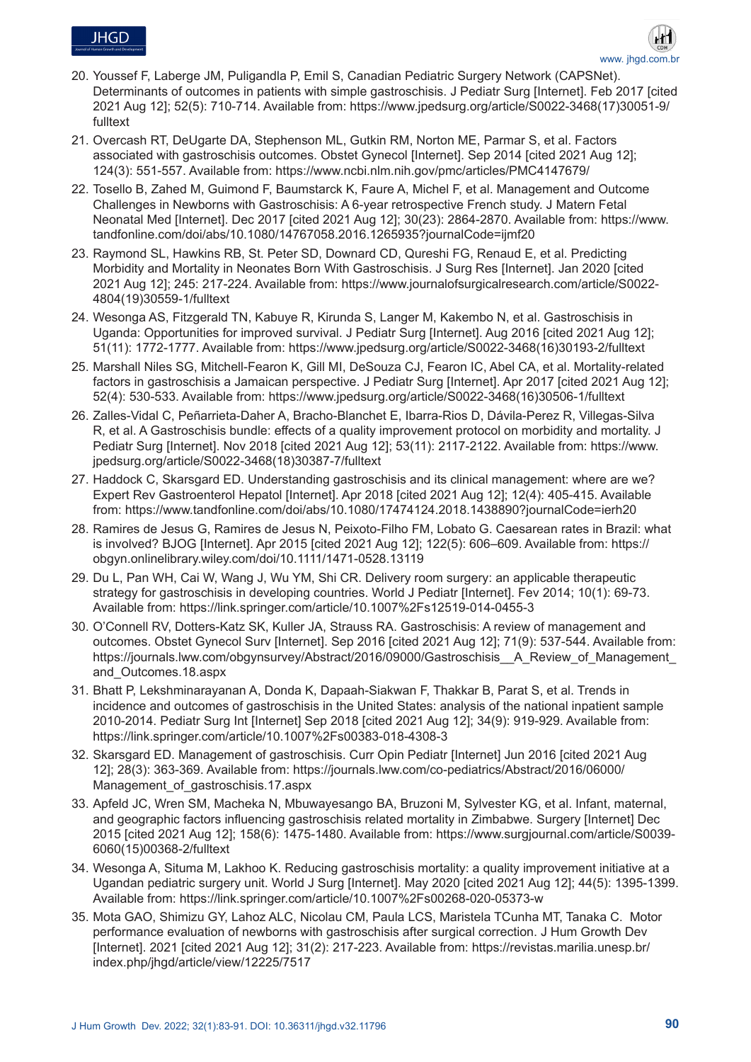20. Youssef F, Laberge JM, Puligandla P, Emil S, Canadian Pediatric Surgery Network (CAPSNet). Determinants of outcomes in patients with simple gastroschisis. J Pediatr Surg [Internet]. Feb 2017 [cited 2021 Aug 12]; 52(5): 710-714. Available from: https://www.jpedsurg.org/article/S0022-3468(17)30051-9/fulltext
21. Overcash RT, DeUgarte DA, Stephenson ML, Gutkin RM, Norton ME, Parmar S, et al. Factors associated with gastroschisis outcomes. Obstet Gynecol [Internet]. Sep 2014 [cited 2021 Aug 12]; 124(3): 551-557. Available from: https://www.ncbi.nlm.nih.gov/pmc/articles/PMC4147679/
22. Tosello B, Zahed M, Guimond F, Baumstarck K, Faure A, Michel F, et al. Management and Outcome Challenges in Newborns with Gastroschisis: A 6-year retrospective French study. J Matern Fetal Neonatal Med [Internet]. Dec 2017 [cited 2021 Aug 12]; 30(23): 2864-2870. Available from: https://www.tandfonline.com/doi/abs/10.1080/14767058.2016.1265935?journalCode=ijmf20
23. Raymond SL, Hawkins RB, St. Peter SD, Downard CD, Qureshi FG, Renaud E, et al. Predicting Morbidity and Mortality in Neonates Born With Gastroschisis. J Surg Res [Internet]. Jan 2020 [cited 2021 Aug 12]; 245: 217-224. Available from: https://www.journalofsurgicalresearch.com/article/S0022-4804(19)30559-1/fulltext
24. Wesonga AS, Fitzgerald TN, Kabuye R, Kirunda S, Langer M, Kakembo N, et al. Gastroschisis in Uganda: Opportunities for improved survival. J Pediatr Surg [Internet]. Aug 2016 [cited 2021 Aug 12]; 51(11): 1772-1777. Available from: https://www.jpedsurg.org/article/S0022-3468(16)30193-2/fulltext
25. Marshall Niles SG, Mitchell-Fearon K, Gill MI, DeSouza CJ, Fearon IC, Abel CA, et al. Mortality-related factors in gastroschisis a Jamaican perspective. J Pediatr Surg [Internet]. Apr 2017 [cited 2021 Aug 12]; 52(4): 530-533. Available from: https://www.jpedsurg.org/article/S0022-3468(16)30506-1/fulltext
26. Zalles-Vidal C, Peñarrieta-Daher A, Bracho-Blanchet E, Ibarra-Rios D, Dávila-Perez R, Villegas-Silva R, et al. A Gastroschisis bundle: effects of a quality improvement protocol on morbidity and mortality. J Pediatr Surg [Internet]. Nov 2018 [cited 2021 Aug 12]; 53(11): 2117-2122. Available from: https://www.jpedsurg.org/article/S0022-3468(18)30387-7/fulltext
27. Haddock C, Skarsgard ED. Understanding gastroschisis and its clinical management: where are we? Expert Rev Gastroenterol Hepatol [Internet]. Apr 2018 [cited 2021 Aug 12]; 12(4): 405-415. Available from: https://www.tandfonline.com/doi/abs/10.1080/17474124.2018.1438890?journalCode=ierh20
28. Ramires de Jesus G, Ramires de Jesus N, Peixoto-Filho FM, Lobato G. Caesarean rates in Brazil: what is involved? BJOG [Internet]. Apr 2015 [cited 2021 Aug 12]; 122(5): 606–609. Available from: https://obgyn.onlinelibrary.wiley.com/doi/10.1111/1471-0528.13119
29. Du L, Pan WH, Cai W, Wang J, Wu YM, Shi CR. Delivery room surgery: an applicable therapeutic strategy for gastroschisis in developing countries. World J Pediatr [Internet]. Fev 2014; 10(1): 69-73. Available from: https://link.springer.com/article/10.1007%2Fs12519-014-0455-3
30. O'Connell RV, Dotters-Katz SK, Kuller JA, Strauss RA. Gastroschisis: A review of management and outcomes. Obstet Gynecol Surv [Internet]. Sep 2016 [cited 2021 Aug 12]; 71(9): 537-544. Available from: https://journals.lww.com/obgynsurvey/Abstract/2016/09000/Gastroschisis__A_Review_of_Management_and_Outcomes.18.aspx
31. Bhatt P, Lekshminarayanan A, Donda K, Dapaah-Siakwan F, Thakkar B, Parat S, et al. Trends in incidence and outcomes of gastroschisis in the United States: analysis of the national inpatient sample 2010-2014. Pediatr Surg Int [Internet] Sep 2018 [cited 2021 Aug 12]; 34(9): 919-929. Available from: https://link.springer.com/article/10.1007%2Fs00383-018-4308-3
32. Skarsgard ED. Management of gastroschisis. Curr Opin Pediatr [Internet] Jun 2016 [cited 2021 Aug 12]; 28(3): 363-369. Available from: https://journals.lww.com/co-pediatrics/Abstract/2016/06000/Management_of_gastroschisis.17.aspx
33. Apfeld JC, Wren SM, Macheka N, Mbuwayesango BA, Bruzoni M, Sylvester KG, et al. Infant, maternal, and geographic factors influencing gastroschisis related mortality in Zimbabwe. Surgery [Internet] Dec 2015 [cited 2021 Aug 12]; 158(6): 1475-1480. Available from: https://www.surgjournal.com/article/S0039-6060(15)00368-2/fulltext
34. Wesonga A, Situma M, Lakhoo K. Reducing gastroschisis mortality: a quality improvement initiative at a Ugandan pediatric surgery unit. World J Surg [Internet]. May 2020 [cited 2021 Aug 12]; 44(5): 1395-1399. Available from: https://link.springer.com/article/10.1007%2Fs00268-020-05373-w
35. Mota GAO, Shimizu GY, Lahoz ALC, Nicolau CM, Paula LCS, Maristela TCunha MT, Tanaka C. Motor performance evaluation of newborns with gastroschisis after surgical correction. J Hum Growth Dev [Internet]. 2021 [cited 2021 Aug 12]; 31(2): 217-223. Available from: https://revistas.marilia.unesp.br/index.php/jhgd/article/view/12225/7517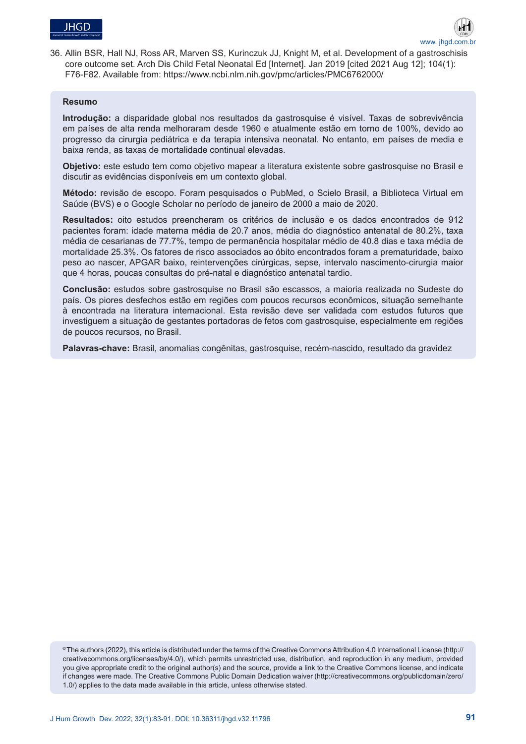36. Allin BSR, Hall NJ, Ross AR, Marven SS, Kurinczuk JJ, Knight M, et al. Development of a gastroschisis core outcome set. Arch Dis Child Fetal Neonatal Ed [Internet]. Jan 2019 [cited 2021 Aug 12]; 104(1): F76-F82. Available from: https://www.ncbi.nlm.nih.gov/pmc/articles/PMC6762000/

**Resumo**

**Introdução:** a disparidade global nos resultados da gastrosquise é visível. Taxas de sobrevivência em países de alta renda melhoraram desde 1960 e atualmente estão em torno de 100%, devido ao progresso da cirurgia pediátrica e da terapia intensiva neonatal. No entanto, em países de media e baixa renda, as taxas de mortalidade continual elevadas.

**Objetivo:** este estudo tem como objetivo mapear a literatura existente sobre gastrosquise no Brasil e discutir as evidências disponíveis em um contexto global.

**Método:** revisão de escopo. Foram pesquisados o PubMed, o Scielo Brasil, a Biblioteca Virtual em Saúde (BVS) e o Google Scholar no período de janeiro de 2000 a maio de 2020.

**Resultados:** oito estudos preencheram os critérios de inclusão e os dados encontrados de 912 pacientes foram: idade materna média de 20.7 anos, média do diagnóstico antenatal de 80.2%, taxa média de cesarianas de 77.7%, tempo de permanência hospitalar médio de 40.8 dias e taxa média de mortalidade 25.3%. Os fatores de risco associados ao óbito encontrados foram a prematuridade, baixo peso ao nascer, APGAR baixo, reintervenções cirúrgicas, sepse, intervalo nascimento-cirurgia maior que 4 horas, poucas consultas do pré-natal e diagnóstico antenatal tardio.

**Conclusão:** estudos sobre gastrosquise no Brasil são escassos, a maioria realizada no Sudeste do país. Os piores desfechos estão em regiões com poucos recursos econômicos, situação semelhante à encontrada na literatura internacional. Esta revisão deve ser validada com estudos futuros que investiguem a situação de gestantes portadoras de fetos com gastrosquise, especialmente em regiões de poucos recursos, no Brasil.

**Palavras-chave:** Brasil, anomalias congênitas, gastrosquise, recém-nascido, resultado da gravidez

©The authors (2022), this article is distributed under the terms of the Creative Commons Attribution 4.0 International License (http://creativecommons.org/licenses/by/4.0/), which permits unrestricted use, distribution, and reproduction in any medium, provided you give appropriate credit to the original author(s) and the source, provide a link to the Creative Commons license, and indicate if changes were made. The Creative Commons Public Domain Dedication waiver (http://creativecommons.org/publicdomain/zero/1.0/) applies to the data made available in this article, unless otherwise stated.